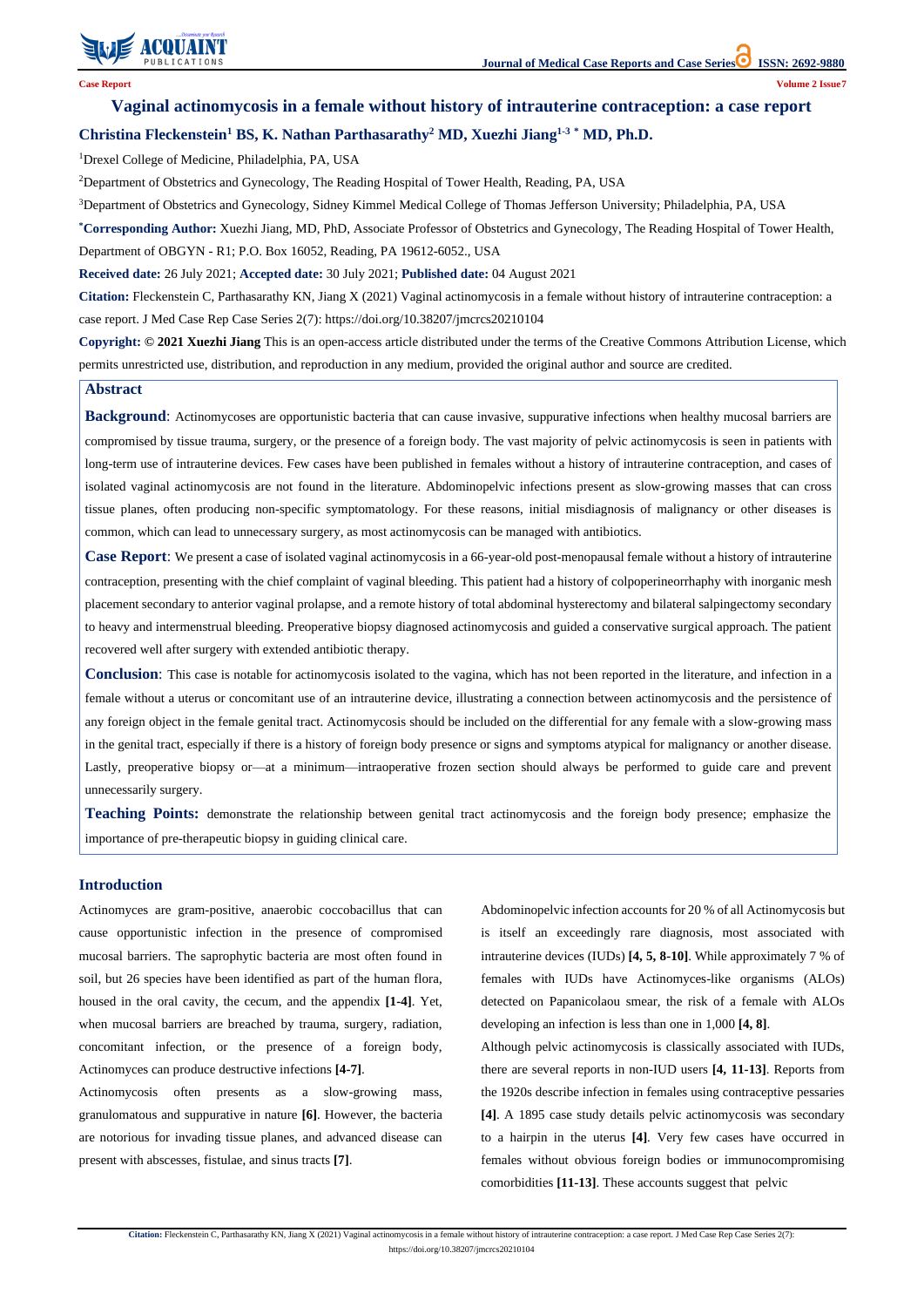Case Report

# Vaginal actinomycosis in a female without history of intrauterine contraception: a case report

**Christina Fleckenstein[1] BS, K. Nathan Parthasarathy[2] MD, Xuezhi Jiang[1-3 *] MD, Ph.D.**

[1]Drexel College of Medicine, Philadelphia, PA, USA

[2]Department of Obstetrics and Gynecology, The Reading Hospital of Tower Health, Reading, PA, USA

[3]Department of Obstetrics and Gynecology, Sidney Kimmel Medical College of Thomas Jefferson University; Philadelphia, PA, USA

**[*]Corresponding Author:** Xuezhi Jiang, MD, PhD, Associate Professor of Obstetrics and Gynecology, The Reading Hospital of Tower Health, Department of OBGYN - R1; P.O. Box 16052, Reading, PA 19612-6052., USA

**Received date:** 26 July 2021; **Accepted date:** 30 July 2021; **Published date:** 04 August 2021

**Citation:** Fleckenstein C, Parthasarathy KN, Jiang X (2021) Vaginal actinomycosis in a female without history of intrauterine contraception: a case report. J Med Case Rep Case Series 2(7): https://doi.org/10.38207/jmcrcs20210104

**Copyright: © 2021 Xuezhi Jiang** This is an open-access article distributed under the terms of the Creative Commons Attribution License, which permits unrestricted use, distribution, and reproduction in any medium, provided the original author and source are credited.

## Abstract

**Background**: Actinomycoses are opportunistic bacteria that can cause invasive, suppurative infections when healthy mucosal barriers are compromised by tissue trauma, surgery, or the presence of a foreign body. The vast majority of pelvic actinomycosis is seen in patients with long-term use of intrauterine devices. Few cases have been published in females without a history of intrauterine contraception, and cases of isolated vaginal actinomycosis are not found in the literature. Abdominopelvic infections present as slow-growing masses that can cross tissue planes, often producing non-specific symptomatology. For these reasons, initial misdiagnosis of malignancy or other diseases is common, which can lead to unnecessary surgery, as most actinomycosis can be managed with antibiotics.

**Case Report**: We present a case of isolated vaginal actinomycosis in a 66-year-old post-menopausal female without a history of intrauterine contraception, presenting with the chief complaint of vaginal bleeding. This patient had a history of colpoperineorrhaphy with inorganic mesh placement secondary to anterior vaginal prolapse, and a remote history of total abdominal hysterectomy and bilateral salpingectomy secondary to heavy and intermenstrual bleeding. Preoperative biopsy diagnosed actinomycosis and guided a conservative surgical approach. The patient recovered well after surgery with extended antibiotic therapy.

**Conclusion**: This case is notable for actinomycosis isolated to the vagina, which has not been reported in the literature, and infection in a female without a uterus or concomitant use of an intrauterine device, illustrating a connection between actinomycosis and the persistence of any foreign object in the female genital tract. Actinomycosis should be included on the differential for any female with a slow-growing mass in the genital tract, especially if there is a history of foreign body presence or signs and symptoms atypical for malignancy or another disease. Lastly, preoperative biopsy or—at a minimum—intraoperative frozen section should always be performed to guide care and prevent unnecessarily surgery.

**Teaching Points:** demonstrate the relationship between genital tract actinomycosis and the foreign body presence; emphasize the importance of pre-therapeutic biopsy in guiding clinical care.

## Introduction

Actinomyces are gram-positive, anaerobic coccobacillus that can cause opportunistic infection in the presence of compromised mucosal barriers. The saprophytic bacteria are most often found in soil, but 26 species have been identified as part of the human flora, housed in the oral cavity, the cecum, and the appendix **[1-4]**. Yet, when mucosal barriers are breached by trauma, surgery, radiation, concomitant infection, or the presence of a foreign body, Actinomyces can produce destructive infections **[4-7]**.

Actinomycosis often presents as a slow-growing mass, granulomatous and suppurative in nature **[6]**. However, the bacteria are notorious for invading tissue planes, and advanced disease can present with abscesses, fistulae, and sinus tracts **[7]**.

Abdominopelvic infection accounts for 20 % of all Actinomycosis but is itself an exceedingly rare diagnosis, most associated with intrauterine devices (IUDs) **[4, 5, 8-10]**. While approximately 7 % of females with IUDs have Actinomyces-like organisms (ALOs) detected on Papanicolaou smear, the risk of a female with ALOs developing an infection is less than one in 1,000 **[4, 8]**.

Although pelvic actinomycosis is classically associated with IUDs, there are several reports in non-IUD users **[4, 11-13]**. Reports from the 1920s describe infection in females using contraceptive pessaries **[4]**. A 1895 case study details pelvic actinomycosis was secondary to a hairpin in the uterus **[4]**. Very few cases have occurred in females without obvious foreign bodies or immunocompromising comorbidities **[11-13]**. These accounts suggest that pelvic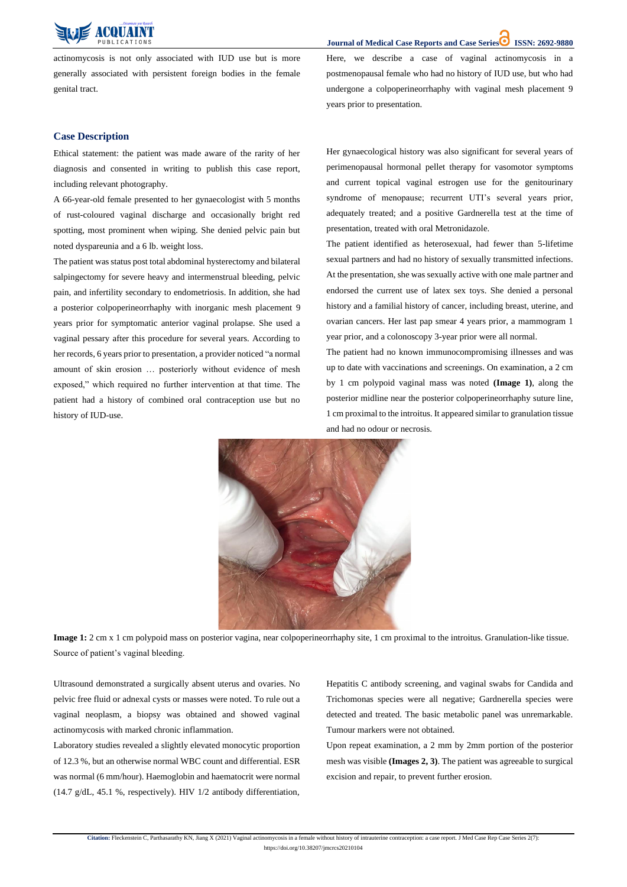actinomycosis is not only associated with IUD use but is more generally associated with persistent foreign bodies in the female genital tract.

Here, we describe a case of vaginal actinomycosis in a postmenopausal female who had no history of IUD use, but who had undergone a colpoperineorrhaphy with vaginal mesh placement 9 years prior to presentation.

## Case Description

Ethical statement: the patient was made aware of the rarity of her diagnosis and consented in writing to publish this case report, including relevant photography.

A 66-year-old female presented to her gynaecologist with 5 months of rust-coloured vaginal discharge and occasionally bright red spotting, most prominent when wiping. She denied pelvic pain but noted dyspareunia and a 6 lb. weight loss.

The patient was status post total abdominal hysterectomy and bilateral salpingectomy for severe heavy and intermenstrual bleeding, pelvic pain, and infertility secondary to endometriosis. In addition, she had a posterior colpoperineorrhaphy with inorganic mesh placement 9 years prior for symptomatic anterior vaginal prolapse. She used a vaginal pessary after this procedure for several years. According to her records, 6 years prior to presentation, a provider noticed "a normal amount of skin erosion … posteriorly without evidence of mesh exposed," which required no further intervention at that time. The patient had a history of combined oral contraception use but no history of IUD-use.

Her gynaecological history was also significant for several years of perimenopausal hormonal pellet therapy for vasomotor symptoms and current topical vaginal estrogen use for the genitourinary syndrome of menopause; recurrent UTI's several years prior, adequately treated; and a positive Gardnerella test at the time of presentation, treated with oral Metronidazole.

The patient identified as heterosexual, had fewer than 5-lifetime sexual partners and had no history of sexually transmitted infections. At the presentation, she was sexually active with one male partner and endorsed the current use of latex sex toys. She denied a personal history and a familial history of cancer, including breast, uterine, and ovarian cancers. Her last pap smear 4 years prior, a mammogram 1 year prior, and a colonoscopy 3-year prior were all normal.

The patient had no known immunocompromising illnesses and was up to date with vaccinations and screenings. On examination, a 2 cm by 1 cm polypoid vaginal mass was noted **(Image 1)**, along the posterior midline near the posterior colpoperineorrhaphy suture line, 1 cm proximal to the introitus. It appeared similar to granulation tissue and had no odour or necrosis.

**Image 1:** 2 cm x 1 cm polypoid mass on posterior vagina, near colpoperineorrhaphy site, 1 cm proximal to the introitus. Granulation-like tissue. Source of patient's vaginal bleeding.

Ultrasound demonstrated a surgically absent uterus and ovaries. No pelvic free fluid or adnexal cysts or masses were noted. To rule out a vaginal neoplasm, a biopsy was obtained and showed vaginal actinomycosis with marked chronic inflammation.

Laboratory studies revealed a slightly elevated monocytic proportion of 12.3 %, but an otherwise normal WBC count and differential. ESR was normal (6 mm/hour). Haemoglobin and haematocrit were normal (14.7 g/dL, 45.1 %, respectively). HIV 1/2 antibody differentiation, Hepatitis C antibody screening, and vaginal swabs for Candida and Trichomonas species were all negative; Gardnerella species were detected and treated. The basic metabolic panel was unremarkable. Tumour markers were not obtained.

Upon repeat examination, a 2 mm by 2mm portion of the posterior mesh was visible **(Images 2, 3)**. The patient was agreeable to surgical excision and repair, to prevent further erosion.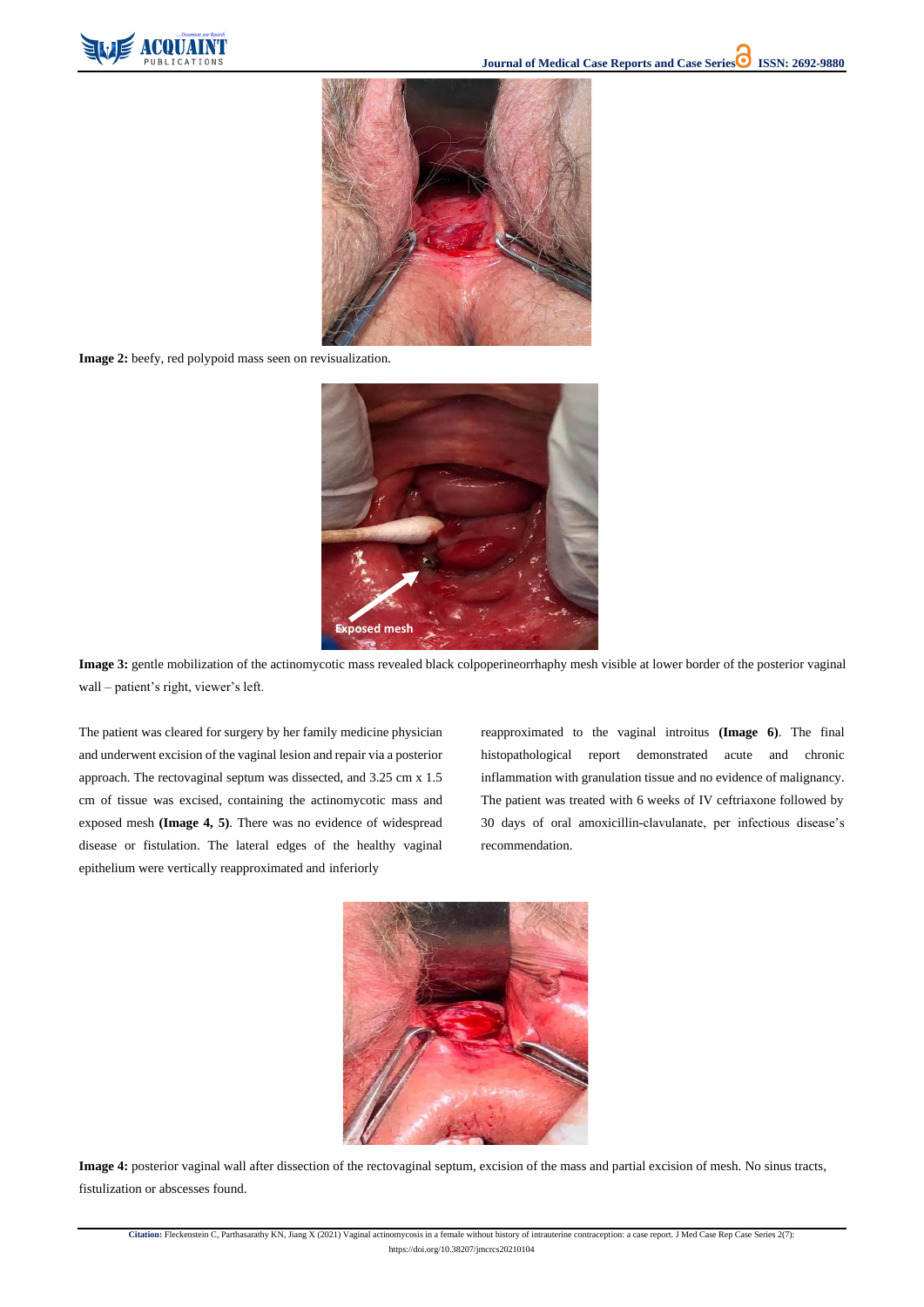**Image 2:** beefy, red polypoid mass seen on revisualization.

**Image 3:** gentle mobilization of the actinomycotic mass revealed black colpoperineorrhaphy mesh visible at lower border of the posterior vaginal wall – patient's right, viewer's left.

The patient was cleared for surgery by her family medicine physician and underwent excision of the vaginal lesion and repair via a posterior approach. The rectovaginal septum was dissected, and 3.25 cm x 1.5 cm of tissue was excised, containing the actinomycotic mass and exposed mesh **(Image 4, 5)**. There was no evidence of widespread disease or fistulation. The lateral edges of the healthy vaginal epithelium were vertically reapproximated and inferiorly reapproximated to the vaginal introitus **(Image 6)**. The final histopathological report demonstrated acute and chronic inflammation with granulation tissue and no evidence of malignancy. The patient was treated with 6 weeks of IV ceftriaxone followed by 30 days of oral amoxicillin-clavulanate, per infectious disease's recommendation.

**Image 4:** posterior vaginal wall after dissection of the rectovaginal septum, excision of the mass and partial excision of mesh. No sinus tracts, fistulization or abscesses found.

**Citation:** Fleckenstein C, Parthasarathy KN, Jiang X (2021) Vaginal actinomycosis in a female without history of intrauterine contraception: a case report. J Med Case Rep Case Series 2(7): https://doi.org/10.38207/jmcrcs20210104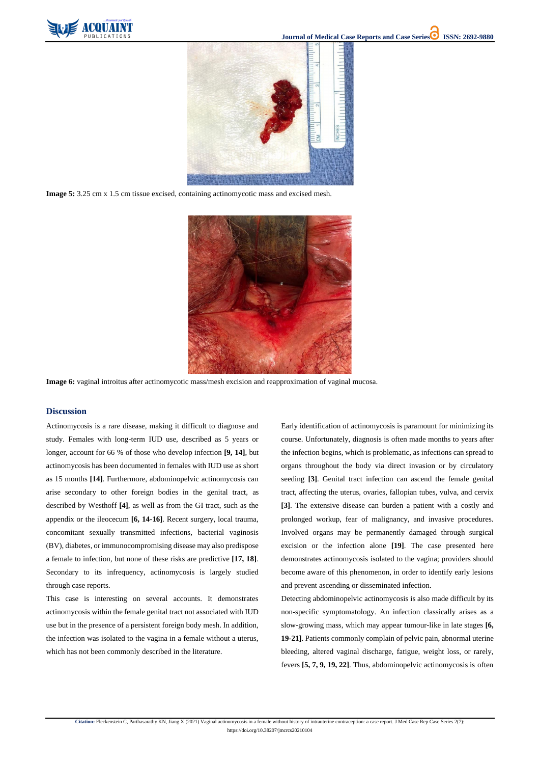**Image 5:** 3.25 cm x 1.5 cm tissue excised, containing actinomycotic mass and excised mesh.

**Image 6:** vaginal introitus after actinomycotic mass/mesh excision and reapproximation of vaginal mucosa.

## Discussion

Actinomycosis is a rare disease, making it difficult to diagnose and study. Females with long-term IUD use, described as 5 years or longer, account for 66 % of those who develop infection **[9, 14]**, but actinomycosis has been documented in females with IUD use as short as 15 months **[14]**. Furthermore, abdominopelvic actinomycosis can arise secondary to other foreign bodies in the genital tract, as described by Westhoff **[4]**, as well as from the GI tract, such as the appendix or the ileocecum **[6, 14-16]**. Recent surgery, local trauma, concomitant sexually transmitted infections, bacterial vaginosis (BV), diabetes, or immunocompromising disease may also predispose a female to infection, but none of these risks are predictive **[17, 18]**. Secondary to its infrequency, actinomycosis is largely studied through case reports.

This case is interesting on several accounts. It demonstrates actinomycosis within the female genital tract not associated with IUD use but in the presence of a persistent foreign body mesh. In addition, the infection was isolated to the vagina in a female without a uterus, which has not been commonly described in the literature.

Early identification of actinomycosis is paramount for minimizing its course. Unfortunately, diagnosis is often made months to years after the infection begins, which is problematic, as infections can spread to organs throughout the body via direct invasion or by circulatory seeding **[3]**. Genital tract infection can ascend the female genital tract, affecting the uterus, ovaries, fallopian tubes, vulva, and cervix **[3]**. The extensive disease can burden a patient with a costly and prolonged workup, fear of malignancy, and invasive procedures. Involved organs may be permanently damaged through surgical excision or the infection alone **[19]**. The case presented here demonstrates actinomycosis isolated to the vagina; providers should become aware of this phenomenon, in order to identify early lesions and prevent ascending or disseminated infection.

Detecting abdominopelvic actinomycosis is also made difficult by its non-specific symptomatology. An infection classically arises as a slow-growing mass, which may appear tumour-like in late stages **[6, 19-21]**. Patients commonly complain of pelvic pain, abnormal uterine bleeding, altered vaginal discharge, fatigue, weight loss, or rarely, fevers **[5, 7, 9, 19, 22]**. Thus, abdominopelvic actinomycosis is often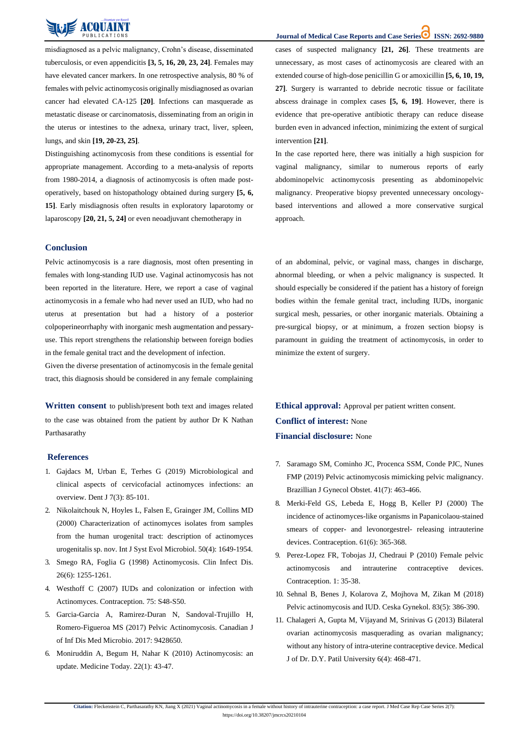misdiagnosed as a pelvic malignancy, Crohn's disease, disseminated tuberculosis, or even appendicitis **[3, 5, 16, 20, 23, 24]**. Females may have elevated cancer markers. In one retrospective analysis, 80 % of females with pelvic actinomycosis originally misdiagnosed as ovarian cancer had elevated CA-125 **[20]**. Infections can masquerade as metastatic disease or carcinomatosis, disseminating from an origin in the uterus or intestines to the adnexa, urinary tract, liver, spleen, lungs, and skin **[19, 20-23, 25]**.

Distinguishing actinomycosis from these conditions is essential for appropriate management. According to a meta-analysis of reports from 1980-2014, a diagnosis of actinomycosis is often made post-operatively, based on histopathology obtained during surgery **[5, 6, 15]**. Early misdiagnosis often results in exploratory laparotomy or laparoscopy **[20, 21, 5, 24]** or even neoadjuvant chemotherapy in cases of suspected malignancy **[21, 26]**. These treatments are unnecessary, as most cases of actinomycosis are cleared with an extended course of high-dose penicillin G or amoxicillin **[5, 6, 10, 19, 27]**. Surgery is warranted to debride necrotic tissue or facilitate abscess drainage in complex cases **[5, 6, 19]**. However, there is evidence that pre-operative antibiotic therapy can reduce disease burden even in advanced infection, minimizing the extent of surgical intervention **[21]**.

In the case reported here, there was initially a high suspicion for vaginal malignancy, similar to numerous reports of early abdominopelvic actinomycosis presenting as abdominopelvic malignancy. Preoperative biopsy prevented unnecessary oncology-based interventions and allowed a more conservative surgical approach.

## Conclusion

Pelvic actinomycosis is a rare diagnosis, most often presenting in females with long-standing IUD use. Vaginal actinomycosis has not been reported in the literature. Here, we report a case of vaginal actinomycosis in a female who had never used an IUD, who had no uterus at presentation but had a history of a posterior colpoperineorrhaphy with inorganic mesh augmentation and pessary-use. This report strengthens the relationship between foreign bodies in the female genital tract and the development of infection.

Given the diverse presentation of actinomycosis in the female genital tract, this diagnosis should be considered in any female complaining of an abdominal, pelvic, or vaginal mass, changes in discharge, abnormal bleeding, or when a pelvic malignancy is suspected. It should especially be considered if the patient has a history of foreign bodies within the female genital tract, including IUDs, inorganic surgical mesh, pessaries, or other inorganic materials. Obtaining a pre-surgical biopsy, or at minimum, a frozen section biopsy is paramount in guiding the treatment of actinomycosis, in order to minimize the extent of surgery.

**Written consent** to publish/present both text and images related to the case was obtained from the patient by author Dr K Nathan Parthasarathy

**Ethical approval:** Approval per patient written consent.

**Conflict of interest:** None

**Financial disclosure:** None

## References

1. Gajdacs M, Urban E, Terhes G (2019) Microbiological and clinical aspects of cervicofacial actinomyces infections: an overview. Dent J 7(3): 85-101.
2. Nikolaitchouk N, Hoyles L, Falsen E, Grainger JM, Collins MD (2000) Characterization of actinomyces isolates from samples from the human urogenital tract: description of actinomyces urogenitalis sp. nov. Int J Syst Evol Microbiol. 50(4): 1649-1954.
3. Smego RA, Foglia G (1998) Actinomycosis. Clin Infect Dis. 26(6): 1255-1261.
4. Westhoff C (2007) IUDs and colonization or infection with Actinomyces. Contraception. 75: S48-S50.
5. Garcia-Garcia A, Ramirez-Duran N, Sandoval-Trujillo H, Romero-Figueroa MS (2017) Pelvic Actinomycosis. Canadian J of Inf Dis Med Microbio. 2017: 9428650.
6. Moniruddin A, Begum H, Nahar K (2010) Actinomycosis: an update. Medicine Today. 22(1): 43-47.
7. Saramago SM, Cominho JC, Procenca SSM, Conde PJC, Nunes FMP (2019) Pelvic actinomycosis mimicking pelvic malignancy. Brazillian J Gynecol Obstet. 41(7): 463-466.
8. Merki-Feld GS, Lebeda E, Hogg B, Keller PJ (2000) The incidence of actinomyces-like organisms in Papanicolaou-stained smears of copper- and levonorgestrel- releasing intrauterine devices. Contraception. 61(6): 365-368.
9. Perez-Lopez FR, Tobojas JJ, Chedraui P (2010) Female pelvic actinomycosis and intrauterine contraceptive devices. Contraception. 1: 35-38.
10. Sehnal B, Benes J, Kolarova Z, Mojhova M, Zikan M (2018) Pelvic actinomycosis and IUD. Ceska Gynekol. 83(5): 386-390.
11. Chalageri A, Gupta M, Vijayand M, Srinivas G (2013) Bilateral ovarian actinomycosis masquerading as ovarian malignancy; without any history of intra-uterine contraceptive device. Medical J of Dr. D.Y. Patil University 6(4): 468-471.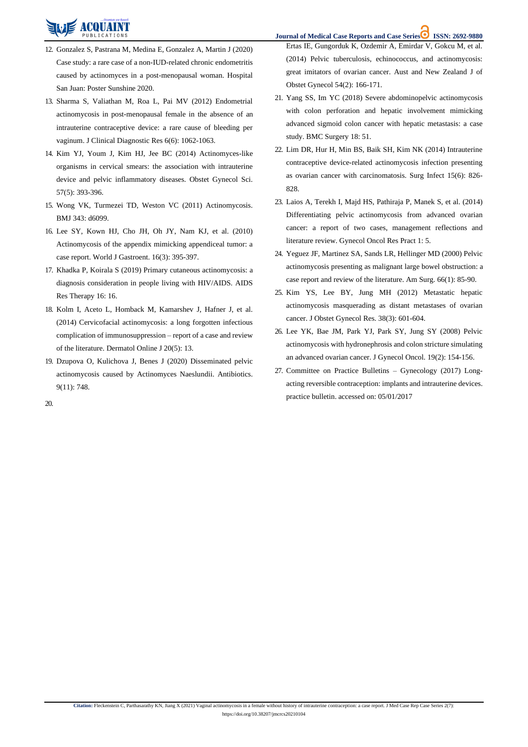12. Gonzalez S, Pastrana M, Medina E, Gonzalez A, Martin J (2020) Case study: a rare case of a non-IUD-related chronic endometritis caused by actinomyces in a post-menopausal woman. Hospital San Juan: Poster Sunshine 2020.
13. Sharma S, Valiathan M, Roa L, Pai MV (2012) Endometrial actinomycosis in post-menopausal female in the absence of an intrauterine contraceptive device: a rare cause of bleeding per vaginum. J Clinical Diagnostic Res 6(6): 1062-1063.
14. Kim YJ, Youm J, Kim HJ, Jee BC (2014) Actinomyces-like organisms in cervical smears: the association with intrauterine device and pelvic inflammatory diseases. Obstet Gynecol Sci. 57(5): 393-396.
15. Wong VK, Turmezei TD, Weston VC (2011) Actinomycosis. BMJ 343: d6099.
16. Lee SY, Kown HJ, Cho JH, Oh JY, Nam KJ, et al. (2010) Actinomycosis of the appendix mimicking appendiceal tumor: a case report. World J Gastroent. 16(3): 395-397.
17. Khadka P, Koirala S (2019) Primary cutaneous actinomycosis: a diagnosis consideration in people living with HIV/AIDS. AIDS Res Therapy 16: 16.
18. Kolm I, Aceto L, Homback M, Kamarshev J, Hafner J, et al. (2014) Cervicofacial actinomycosis: a long forgotten infectious complication of immunosuppression – report of a case and review of the literature. Dermatol Online J 20(5): 13.
19. Dzupova O, Kulichova J, Benes J (2020) Disseminated pelvic actinomycosis caused by Actinomyces Naeslundii. Antibiotics. 9(11): 748.
20. Ertas IE, Gungorduk K, Ozdemir A, Emirdar V, Gokcu M, et al. (2014) Pelvic tuberculosis, echinococcus, and actinomycosis: great imitators of ovarian cancer. Aust and New Zealand J of Obstet Gynecol 54(2): 166-171.
21. Yang SS, Im YC (2018) Severe abdominopelvic actinomycosis with colon perforation and hepatic involvement mimicking advanced sigmoid colon cancer with hepatic metastasis: a case study. BMC Surgery 18: 51.
22. Lim DR, Hur H, Min BS, Baik SH, Kim NK (2014) Intrauterine contraceptive device-related actinomycosis infection presenting as ovarian cancer with carcinomatosis. Surg Infect 15(6): 826-828.
23. Laios A, Terekh I, Majd HS, Pathiraja P, Manek S, et al. (2014) Differentiating pelvic actinomycosis from advanced ovarian cancer: a report of two cases, management reflections and literature review. Gynecol Oncol Res Pract 1: 5.
24. Yeguez JF, Martinez SA, Sands LR, Hellinger MD (2000) Pelvic actinomycosis presenting as malignant large bowel obstruction: a case report and review of the literature. Am Surg. 66(1): 85-90.
25. Kim YS, Lee BY, Jung MH (2012) Metastatic hepatic actinomycosis masquerading as distant metastases of ovarian cancer. J Obstet Gynecol Res. 38(3): 601-604.
26. Lee YK, Bae JM, Park YJ, Park SY, Jung SY (2008) Pelvic actinomycosis with hydronephrosis and colon stricture simulating an advanced ovarian cancer. J Gynecol Oncol. 19(2): 154-156.
27. Committee on Practice Bulletins – Gynecology (2017) Long-acting reversible contraception: implants and intrauterine devices. practice bulletin. accessed on: 05/01/2017

**Citation:** Fleckenstein C, Parthasarathy KN, Jiang X (2021) Vaginal actinomycosis in a female without history of intrauterine contraception: a case report. J Med Case Rep Case Series 2(7): https://doi.org/10.38207/jmcrcs20210104